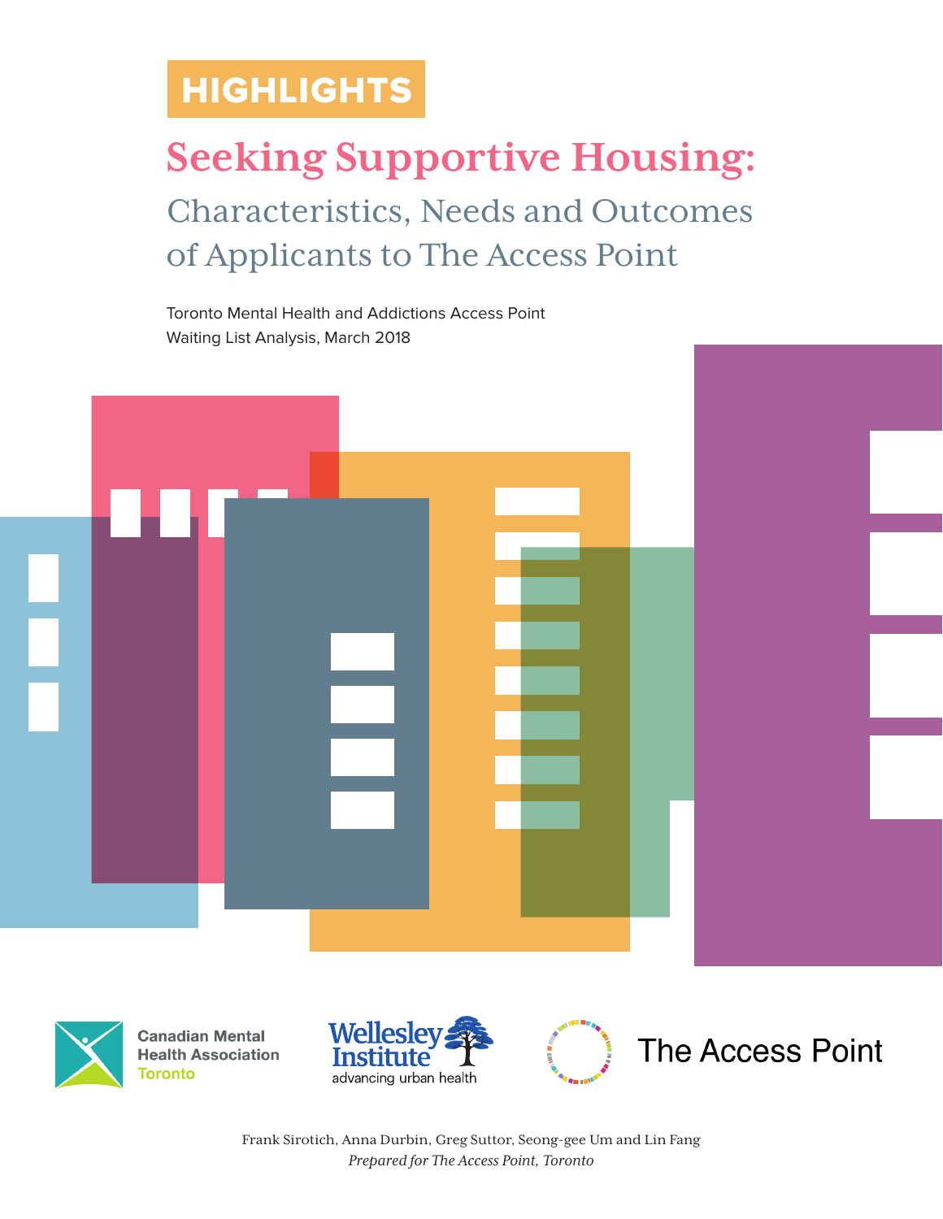**HIGHLIGHTS**

# Seeking Supportive Housing:

## Characteristics, Needs and Outcomes of Applicants to The Access Point

Toronto Mental Health and Addictions Access Point
Waiting List Analysis, March 2018

Canadian Mental Health Association Toronto

Wellesley Institute advancing urban health

The Access Point

Frank Sirotich, Anna Durbin, Greg Suttor, Seong-gee Um and Lin Fang
*Prepared for The Access Point, Toronto*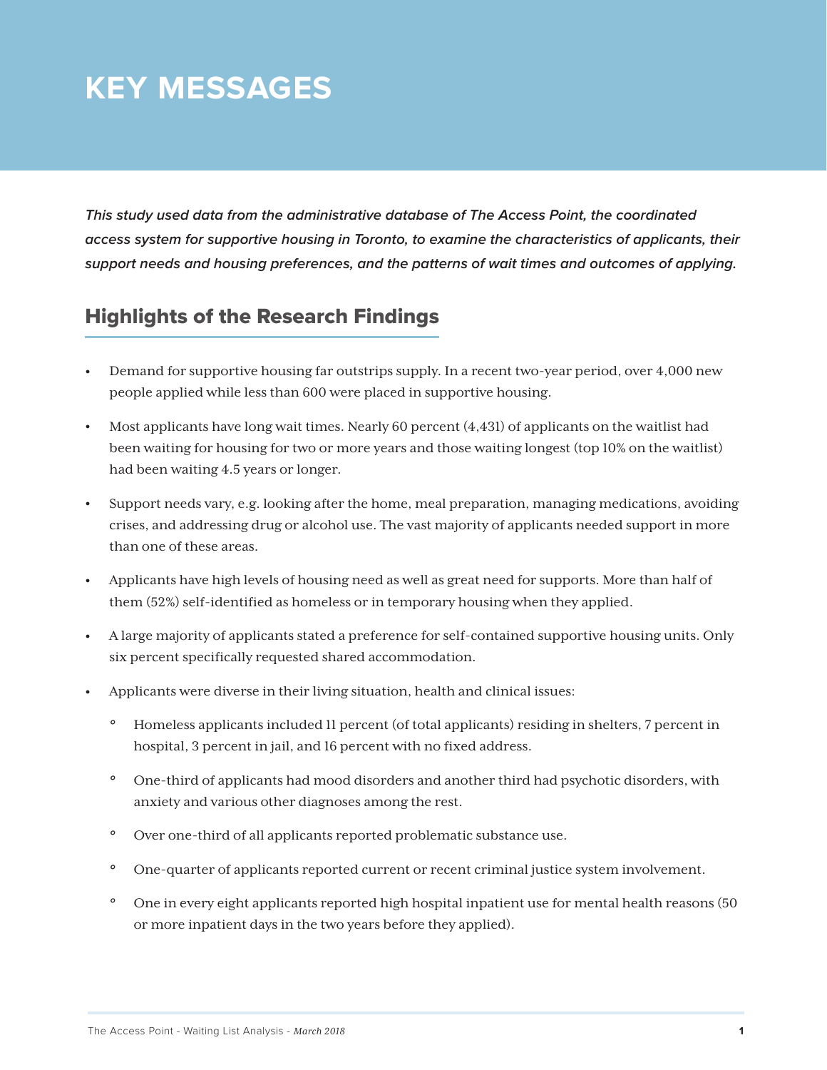# KEY MESSAGES

***This study used data from the administrative database of The Access Point, the coordinated access system for supportive housing in Toronto, to examine the characteristics of applicants, their support needs and housing preferences, and the patterns of wait times and outcomes of applying.***

## Highlights of the Research Findings

- Demand for supportive housing far outstrips supply. In a recent two-year period, over 4,000 new people applied while less than 600 were placed in supportive housing.
- Most applicants have long wait times. Nearly 60 percent (4,431) of applicants on the waitlist had been waiting for housing for two or more years and those waiting longest (top 10% on the waitlist) had been waiting 4.5 years or longer.
- Support needs vary, e.g. looking after the home, meal preparation, managing medications, avoiding crises, and addressing drug or alcohol use. The vast majority of applicants needed support in more than one of these areas.
- Applicants have high levels of housing need as well as great need for supports. More than half of them (52%) self-identified as homeless or in temporary housing when they applied.
- A large majority of applicants stated a preference for self-contained supportive housing units. Only six percent specifically requested shared accommodation.
- Applicants were diverse in their living situation, health and clinical issues:
  - Homeless applicants included 11 percent (of total applicants) residing in shelters, 7 percent in hospital, 3 percent in jail, and 16 percent with no fixed address.
  - One-third of applicants had mood disorders and another third had psychotic disorders, with anxiety and various other diagnoses among the rest.
  - Over one-third of all applicants reported problematic substance use.
  - One-quarter of applicants reported current or recent criminal justice system involvement.
  - One in every eight applicants reported high hospital inpatient use for mental health reasons (50 or more inpatient days in the two years before they applied).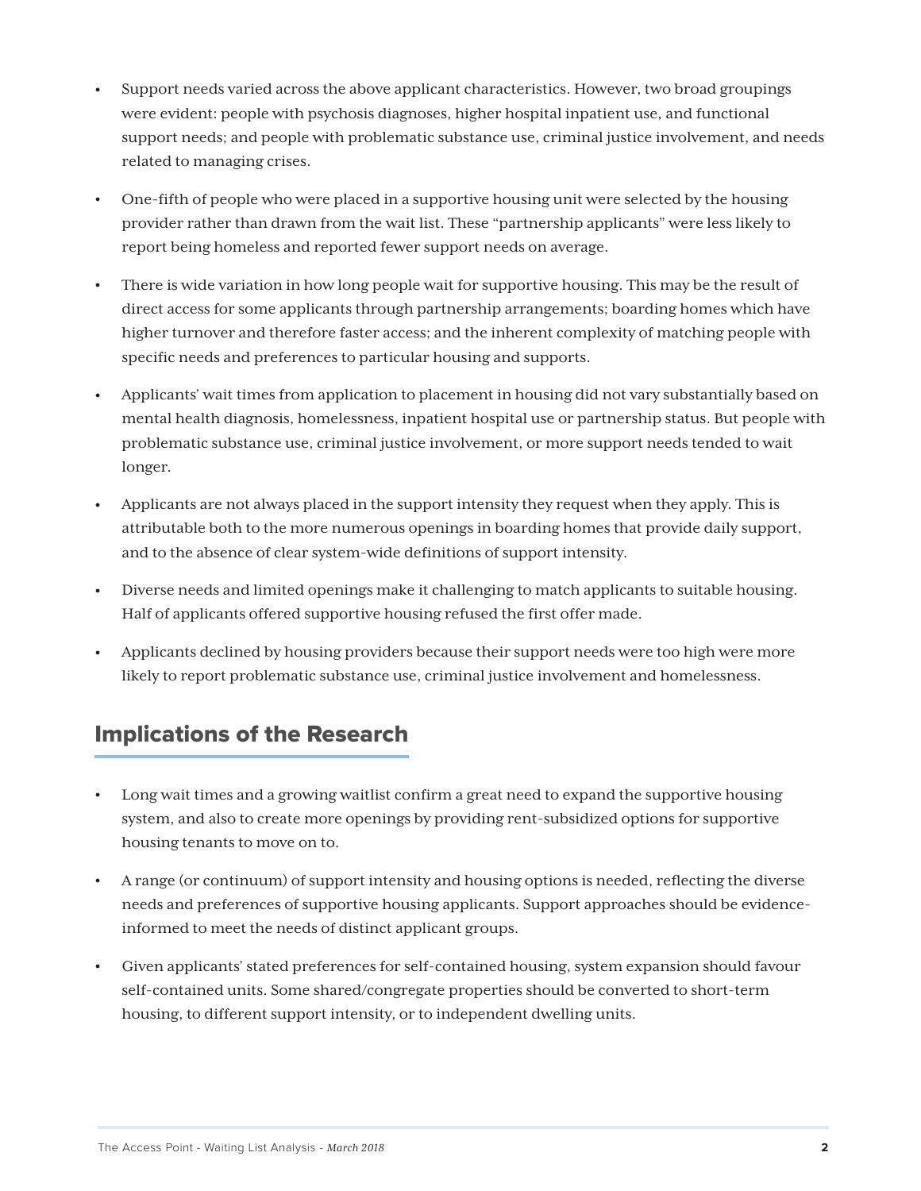- Support needs varied across the above applicant characteristics. However, two broad groupings were evident: people with psychosis diagnoses, higher hospital inpatient use, and functional support needs; and people with problematic substance use, criminal justice involvement, and needs related to managing crises.

- One-fifth of people who were placed in a supportive housing unit were selected by the housing provider rather than drawn from the wait list. These "partnership applicants" were less likely to report being homeless and reported fewer support needs on average.

- There is wide variation in how long people wait for supportive housing. This may be the result of direct access for some applicants through partnership arrangements; boarding homes which have higher turnover and therefore faster access; and the inherent complexity of matching people with specific needs and preferences to particular housing and supports.

- Applicants' wait times from application to placement in housing did not vary substantially based on mental health diagnosis, homelessness, inpatient hospital use or partnership status. But people with problematic substance use, criminal justice involvement, or more support needs tended to wait longer.

- Applicants are not always placed in the support intensity they request when they apply. This is attributable both to the more numerous openings in boarding homes that provide daily support, and to the absence of clear system-wide definitions of support intensity.

- Diverse needs and limited openings make it challenging to match applicants to suitable housing. Half of applicants offered supportive housing refused the first offer made.

- Applicants declined by housing providers because their support needs were too high were more likely to report problematic substance use, criminal justice involvement and homelessness.

## Implications of the Research

- Long wait times and a growing waitlist confirm a great need to expand the supportive housing system, and also to create more openings by providing rent-subsidized options for supportive housing tenants to move on to.

- A range (or continuum) of support intensity and housing options is needed, reflecting the diverse needs and preferences of supportive housing applicants. Support approaches should be evidence-informed to meet the needs of distinct applicant groups.

- Given applicants' stated preferences for self-contained housing, system expansion should favour self-contained units. Some shared/congregate properties should be converted to short-term housing, to different support intensity, or to independent dwelling units.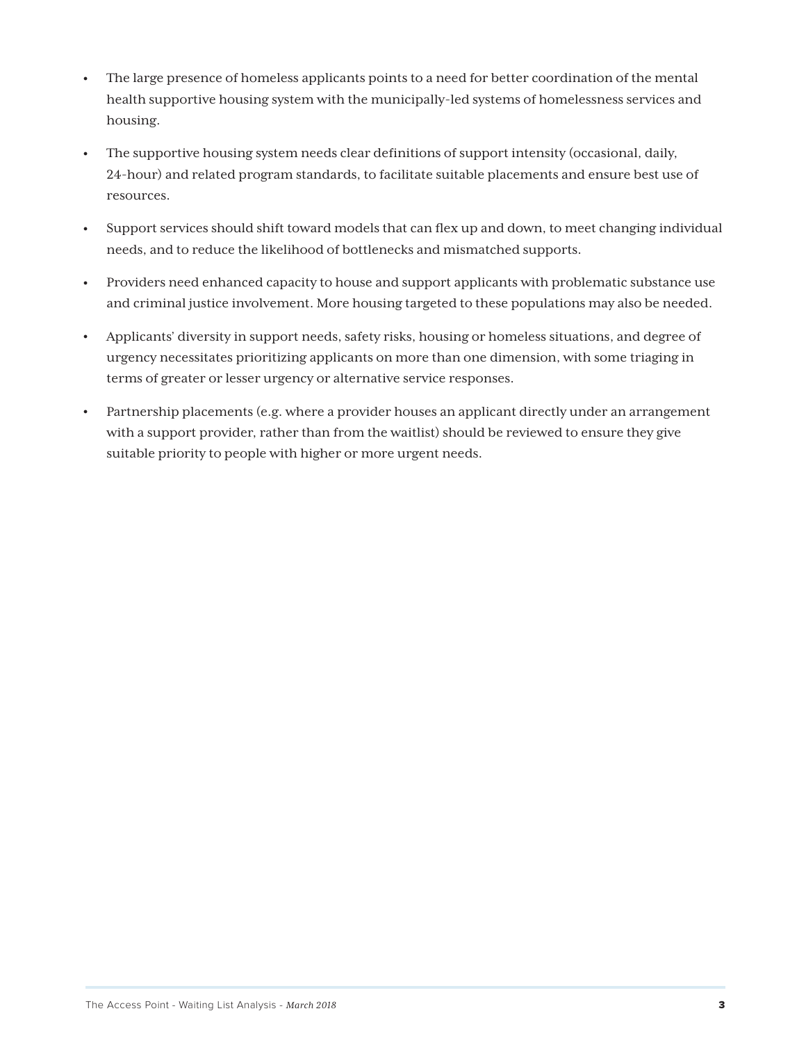- The large presence of homeless applicants points to a need for better coordination of the mental health supportive housing system with the municipally-led systems of homelessness services and housing.
- The supportive housing system needs clear definitions of support intensity (occasional, daily, 24-hour) and related program standards, to facilitate suitable placements and ensure best use of resources.
- Support services should shift toward models that can flex up and down, to meet changing individual needs, and to reduce the likelihood of bottlenecks and mismatched supports.
- Providers need enhanced capacity to house and support applicants with problematic substance use and criminal justice involvement. More housing targeted to these populations may also be needed.
- Applicants' diversity in support needs, safety risks, housing or homeless situations, and degree of urgency necessitates prioritizing applicants on more than one dimension, with some triaging in terms of greater or lesser urgency or alternative service responses.
- Partnership placements (e.g. where a provider houses an applicant directly under an arrangement with a support provider, rather than from the waitlist) should be reviewed to ensure they give suitable priority to people with higher or more urgent needs.